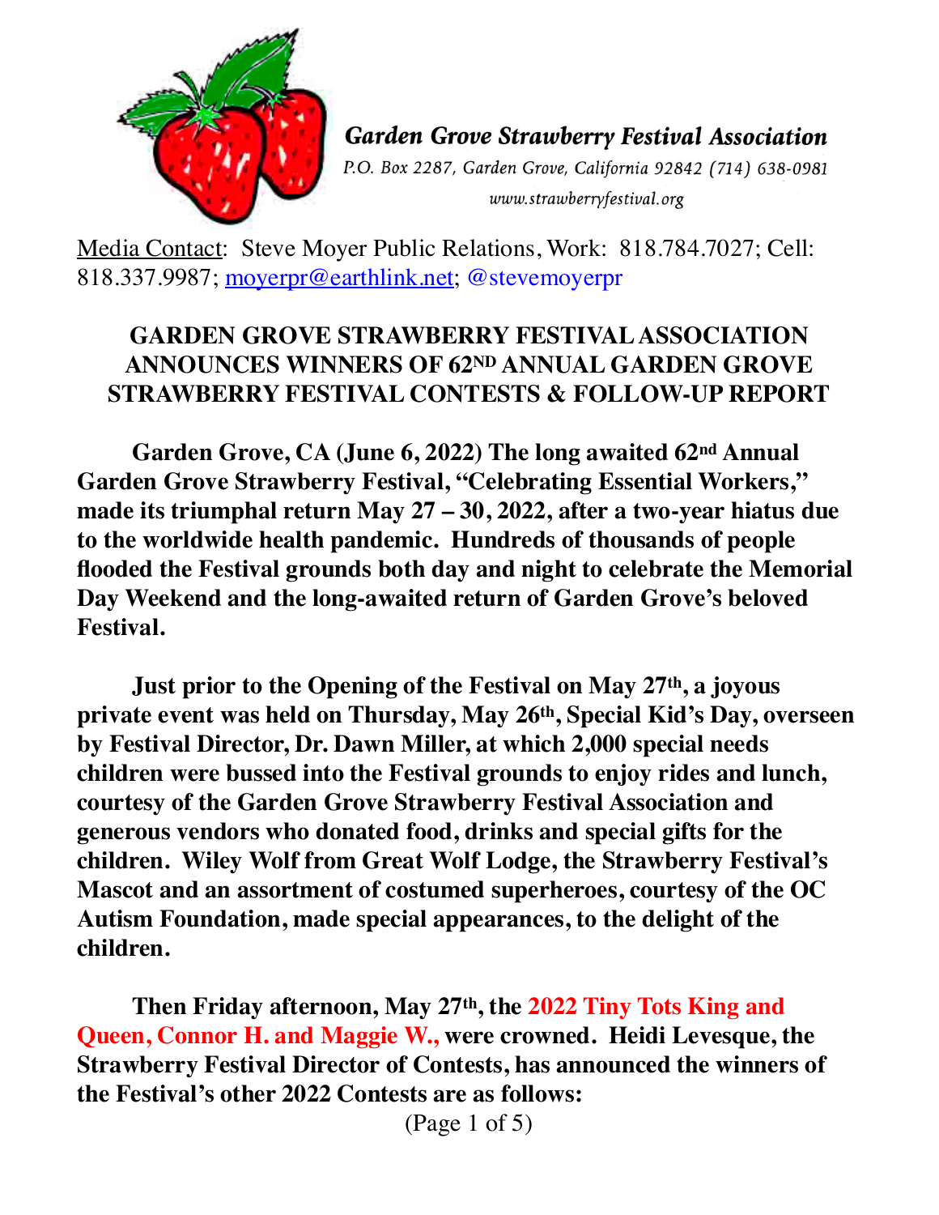**Garden Grove Strawberry Festival Association**
*P.O. Box 2287, Garden Grove, California 92842 (714) 638-0981*
*www.strawberryfestival.org*

Media Contact: Steve Moyer Public Relations, Work: 818.784.7027; Cell: 818.337.9987; moyerpr@earthlink.net; @stevemoyerpr

# GARDEN GROVE STRAWBERRY FESTIVAL ASSOCIATION ANNOUNCES WINNERS OF 62ND ANNUAL GARDEN GROVE STRAWBERRY FESTIVAL CONTESTS & FOLLOW-UP REPORT

**Garden Grove, CA (June 6, 2022) The long awaited 62nd Annual Garden Grove Strawberry Festival, "Celebrating Essential Workers," made its triumphal return May 27 – 30, 2022, after a two-year hiatus due to the worldwide health pandemic. Hundreds of thousands of people flooded the Festival grounds both day and night to celebrate the Memorial Day Weekend and the long-awaited return of Garden Grove's beloved Festival.**

**Just prior to the Opening of the Festival on May 27th, a joyous private event was held on Thursday, May 26th, Special Kid's Day, overseen by Festival Director, Dr. Dawn Miller, at which 2,000 special needs children were bussed into the Festival grounds to enjoy rides and lunch, courtesy of the Garden Grove Strawberry Festival Association and generous vendors who donated food, drinks and special gifts for the children. Wiley Wolf from Great Wolf Lodge, the Strawberry Festival's Mascot and an assortment of costumed superheroes, courtesy of the OC Autism Foundation, made special appearances, to the delight of the children.**

**Then Friday afternoon, May 27th, the 2022 Tiny Tots King and Queen, Connor H. and Maggie W., were crowned. Heidi Levesque, the Strawberry Festival Director of Contests, has announced the winners of the Festival's other 2022 Contests are as follows:**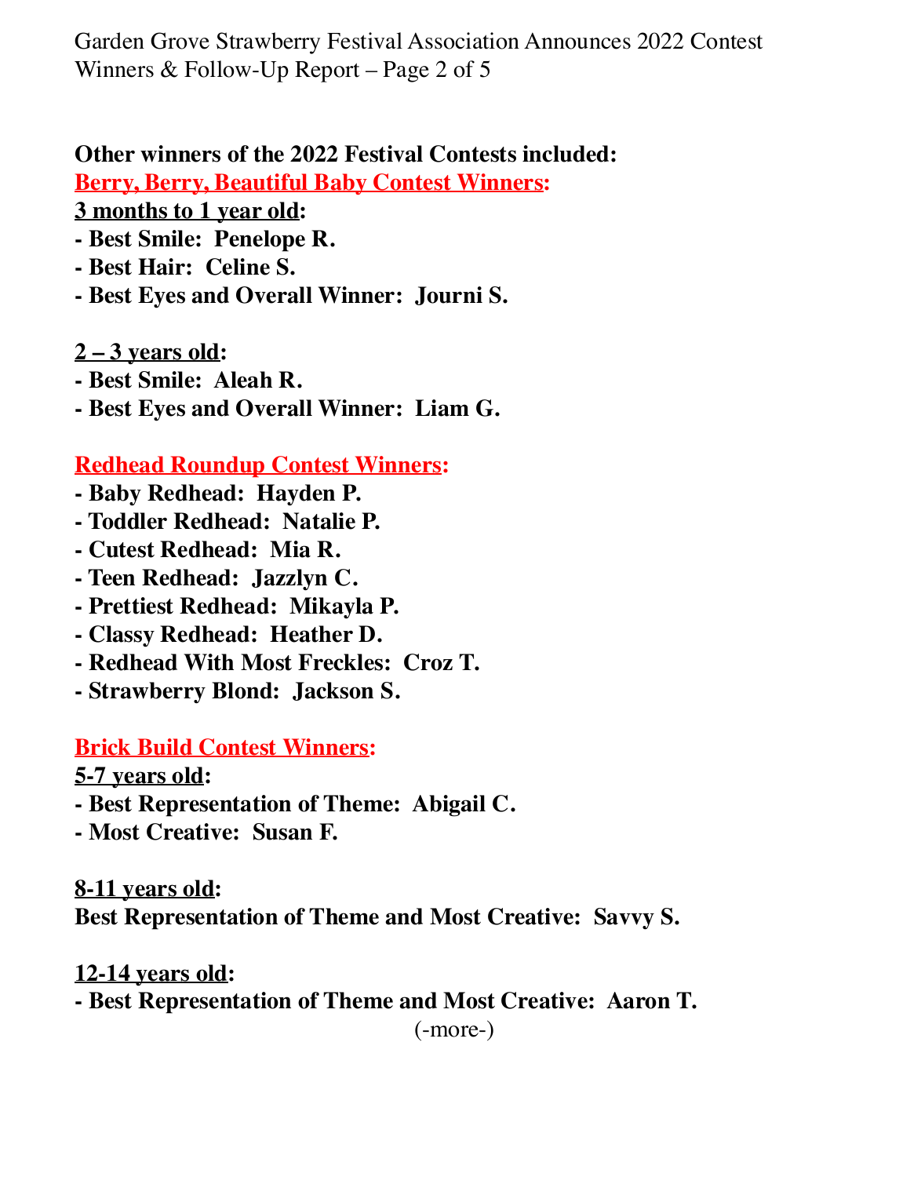**Other winners of the 2022 Festival Contests included:**

**Berry, Berry, Beautiful Baby Contest Winners:**

**3 months to 1 year old:**

- **Best Smile: Penelope R.**
- **Best Hair: Celine S.**
- **Best Eyes and Overall Winner: Journi S.**

**2 – 3 years old:**

- **Best Smile: Aleah R.**
- **Best Eyes and Overall Winner: Liam G.**

**Redhead Roundup Contest Winners:**

- **Baby Redhead: Hayden P.**
- **Toddler Redhead: Natalie P.**
- **Cutest Redhead: Mia R.**
- **Teen Redhead: Jazzlyn C.**
- **Prettiest Redhead: Mikayla P.**
- **Classy Redhead: Heather D.**
- **Redhead With Most Freckles: Croz T.**
- **Strawberry Blond: Jackson S.**

**Brick Build Contest Winners:**

**5-7 years old:**

- **Best Representation of Theme: Abigail C.**
- **Most Creative: Susan F.**

**8-11 years old:**

**Best Representation of Theme and Most Creative: Savvy S.**

**12-14 years old:**

- **Best Representation of Theme and Most Creative: Aaron T.**

(-more-)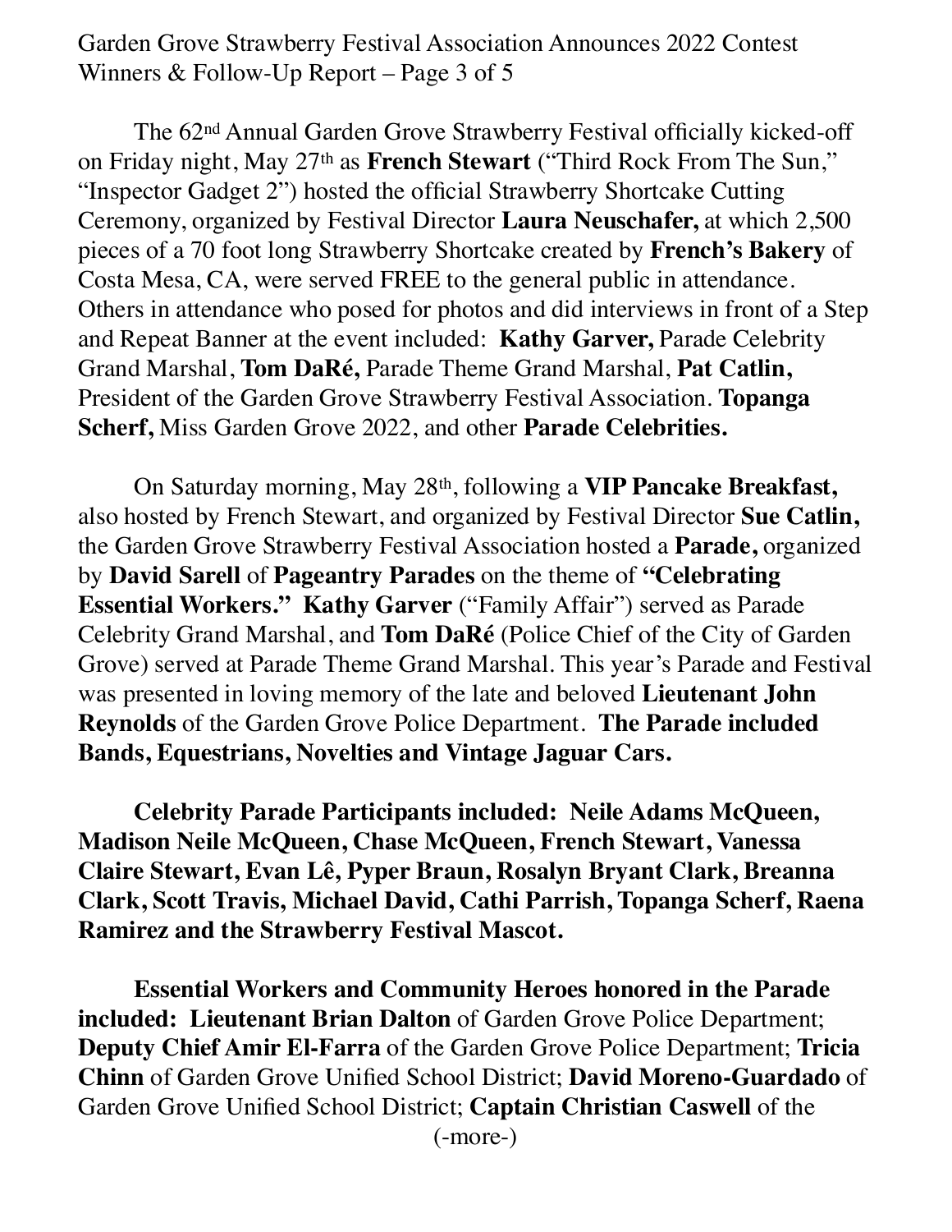The 62nd Annual Garden Grove Strawberry Festival officially kicked-off on Friday night, May 27th as **French Stewart** ("Third Rock From The Sun," "Inspector Gadget 2") hosted the official Strawberry Shortcake Cutting Ceremony, organized by Festival Director **Laura Neuschafer,** at which 2,500 pieces of a 70 foot long Strawberry Shortcake created by **French's Bakery** of Costa Mesa, CA, were served FREE to the general public in attendance. Others in attendance who posed for photos and did interviews in front of a Step and Repeat Banner at the event included: **Kathy Garver,** Parade Celebrity Grand Marshal, **Tom DaRé,** Parade Theme Grand Marshal, **Pat Catlin,** President of the Garden Grove Strawberry Festival Association. **Topanga Scherf,** Miss Garden Grove 2022, and other **Parade Celebrities.**

On Saturday morning, May 28th, following a **VIP Pancake Breakfast,** also hosted by French Stewart, and organized by Festival Director **Sue Catlin,** the Garden Grove Strawberry Festival Association hosted a **Parade,** organized by **David Sarell** of **Pageantry Parades** on the theme of **"Celebrating Essential Workers." Kathy Garver** ("Family Affair") served as Parade Celebrity Grand Marshal, and **Tom DaRé** (Police Chief of the City of Garden Grove) served at Parade Theme Grand Marshal. This year's Parade and Festival was presented in loving memory of the late and beloved **Lieutenant John Reynolds** of the Garden Grove Police Department. **The Parade included Bands, Equestrians, Novelties and Vintage Jaguar Cars.**

**Celebrity Parade Participants included: Neile Adams McQueen, Madison Neile McQueen, Chase McQueen, French Stewart, Vanessa Claire Stewart, Evan Lê, Pyper Braun, Rosalyn Bryant Clark, Breanna Clark, Scott Travis, Michael David, Cathi Parrish, Topanga Scherf, Raena Ramirez and the Strawberry Festival Mascot.**

**Essential Workers and Community Heroes honored in the Parade included: Lieutenant Brian Dalton** of Garden Grove Police Department; **Deputy Chief Amir El-Farra** of the Garden Grove Police Department; **Tricia Chinn** of Garden Grove Unified School District; **David Moreno-Guardado** of Garden Grove Unified School District; **Captain Christian Caswell** of the

(-more-)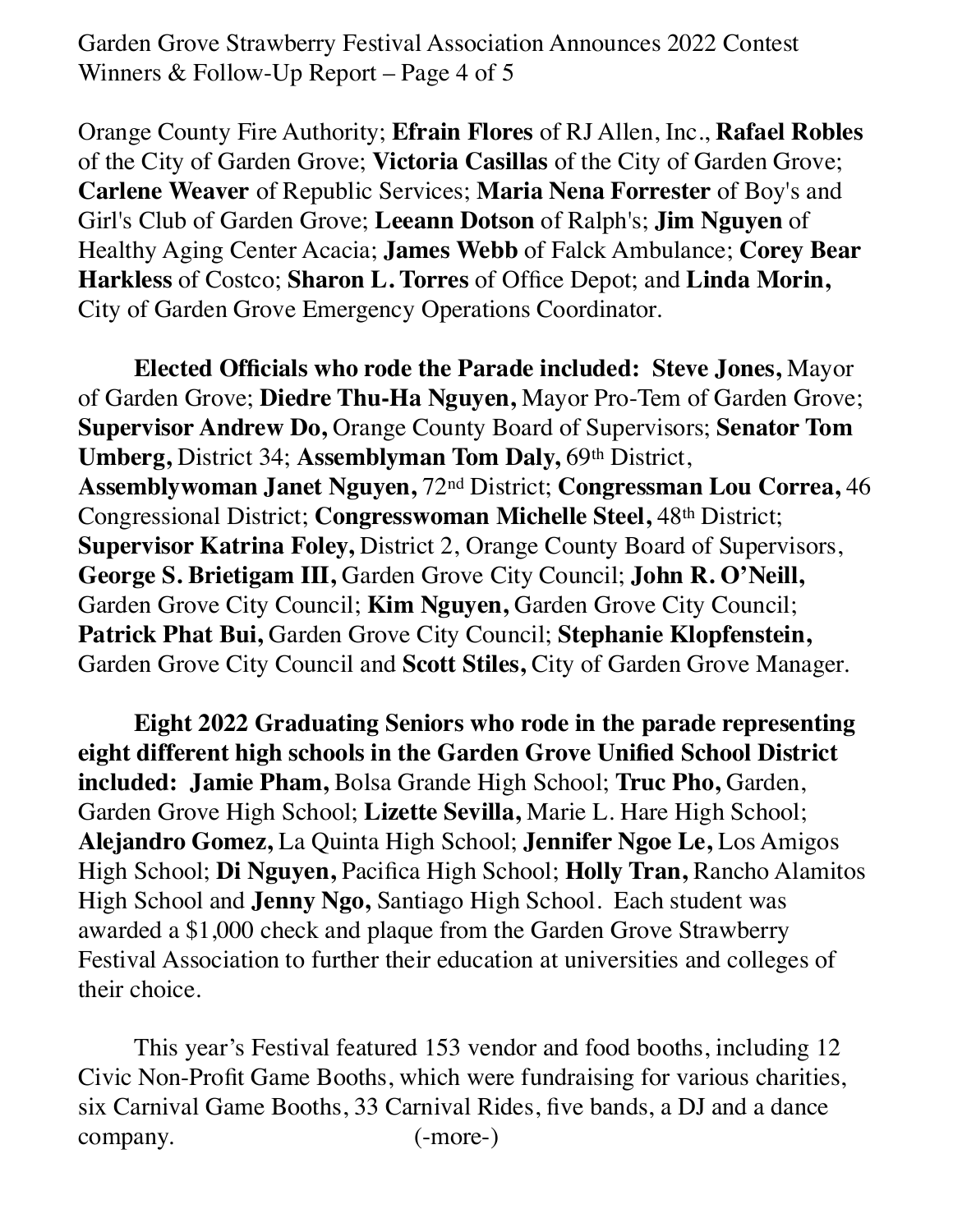Orange County Fire Authority; **Efrain Flores** of RJ Allen, Inc., **Rafael Robles** of the City of Garden Grove; **Victoria Casillas** of the City of Garden Grove; **Carlene Weaver** of Republic Services; **Maria Nena Forrester** of Boy's and Girl's Club of Garden Grove; **Leeann Dotson** of Ralph's; **Jim Nguyen** of Healthy Aging Center Acacia; **James Webb** of Falck Ambulance; **Corey Bear Harkless** of Costco; **Sharon L. Torres** of Office Depot; and **Linda Morin,** City of Garden Grove Emergency Operations Coordinator.

**Elected Officials who rode the Parade included: Steve Jones,** Mayor of Garden Grove; **Diedre Thu-Ha Nguyen,** Mayor Pro-Tem of Garden Grove; **Supervisor Andrew Do,** Orange County Board of Supervisors; **Senator Tom Umberg,** District 34; **Assemblyman Tom Daly,** 69th District, **Assemblywoman Janet Nguyen,** 72nd District; **Congressman Lou Correa,** 46 Congressional District; **Congresswoman Michelle Steel,** 48th District; **Supervisor Katrina Foley,** District 2, Orange County Board of Supervisors, **George S. Brietigam III,** Garden Grove City Council; **John R. O'Neill,** Garden Grove City Council; **Kim Nguyen,** Garden Grove City Council; **Patrick Phat Bui,** Garden Grove City Council; **Stephanie Klopfenstein,** Garden Grove City Council and **Scott Stiles,** City of Garden Grove Manager.

**Eight 2022 Graduating Seniors who rode in the parade representing eight different high schools in the Garden Grove Unified School District included: Jamie Pham,** Bolsa Grande High School; **Truc Pho,** Garden, Garden Grove High School; **Lizette Sevilla,** Marie L. Hare High School; **Alejandro Gomez,** La Quinta High School; **Jennifer Ngoe Le,** Los Amigos High School; **Di Nguyen,** Pacifica High School; **Holly Tran,** Rancho Alamitos High School and **Jenny Ngo,** Santiago High School. Each student was awarded a $1,000 check and plaque from the Garden Grove Strawberry Festival Association to further their education at universities and colleges of their choice.

This year's Festival featured 153 vendor and food booths, including 12 Civic Non-Profit Game Booths, which were fundraising for various charities, six Carnival Game Booths, 33 Carnival Rides, five bands, a DJ and a dance company. (-more-)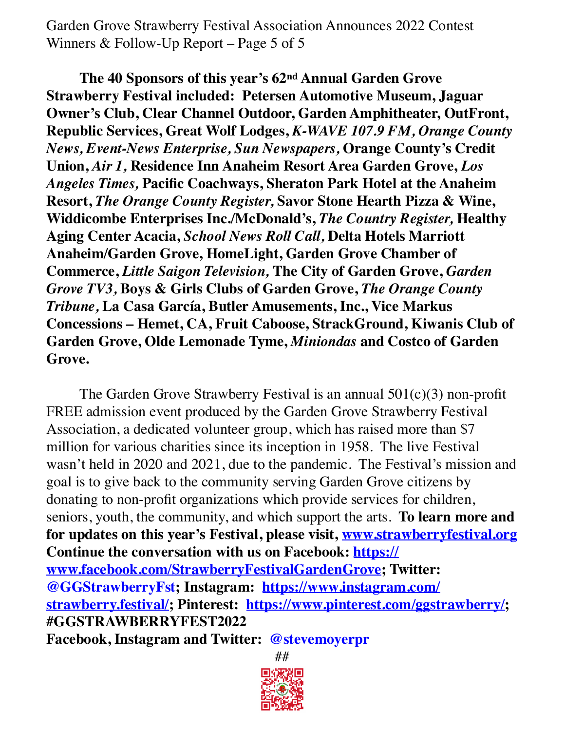**The 40 Sponsors of this year's 62nd Annual Garden Grove Strawberry Festival included: Petersen Automotive Museum, Jaguar Owner's Club, Clear Channel Outdoor, Garden Amphitheater, OutFront, Republic Services, Great Wolf Lodges, *K-WAVE 107.9 FM, Orange County News, Event-News Enterprise, Sun Newspapers,* Orange County's Credit Union, *Air 1,* Residence Inn Anaheim Resort Area Garden Grove, *Los Angeles Times,* Pacific Coachways, Sheraton Park Hotel at the Anaheim Resort, *The Orange County Register,* Savor Stone Hearth Pizza & Wine, Widdicombe Enterprises Inc./McDonald's, *The Country Register,* Healthy Aging Center Acacia, *School News Roll Call,* Delta Hotels Marriott Anaheim/Garden Grove, HomeLight, Garden Grove Chamber of Commerce, *Little Saigon Television,* The City of Garden Grove, *Garden Grove TV3,* Boys & Girls Clubs of Garden Grove, *The Orange County Tribune,* La Casa García, Butler Amusements, Inc., Vice Markus Concessions – Hemet, CA, Fruit Caboose, StrackGround, Kiwanis Club of Garden Grove, Olde Lemonade Tyme, *Miniondas* and Costco of Garden Grove.**

The Garden Grove Strawberry Festival is an annual 501(c)(3) non-profit FREE admission event produced by the Garden Grove Strawberry Festival Association, a dedicated volunteer group, which has raised more than $7 million for various charities since its inception in 1958. The live Festival wasn't held in 2020 and 2021, due to the pandemic. The Festival's mission and goal is to give back to the community serving Garden Grove citizens by donating to non-profit organizations which provide services for children, seniors, youth, the community, and which support the arts. **To learn more and for updates on this year's Festival, please visit, www.strawberryfestival.org Continue the conversation with us on Facebook: https://www.facebook.com/StrawberryFestivalGardenGrove; Twitter: @GGStrawberryFst; Instagram: https://www.instagram.com/strawberry.festival/; Pinterest: https://www.pinterest.com/ggstrawberry/; #GGSTRAWBERRYFEST2022**
**Facebook, Instagram and Twitter: @stevemoyerpr**

##